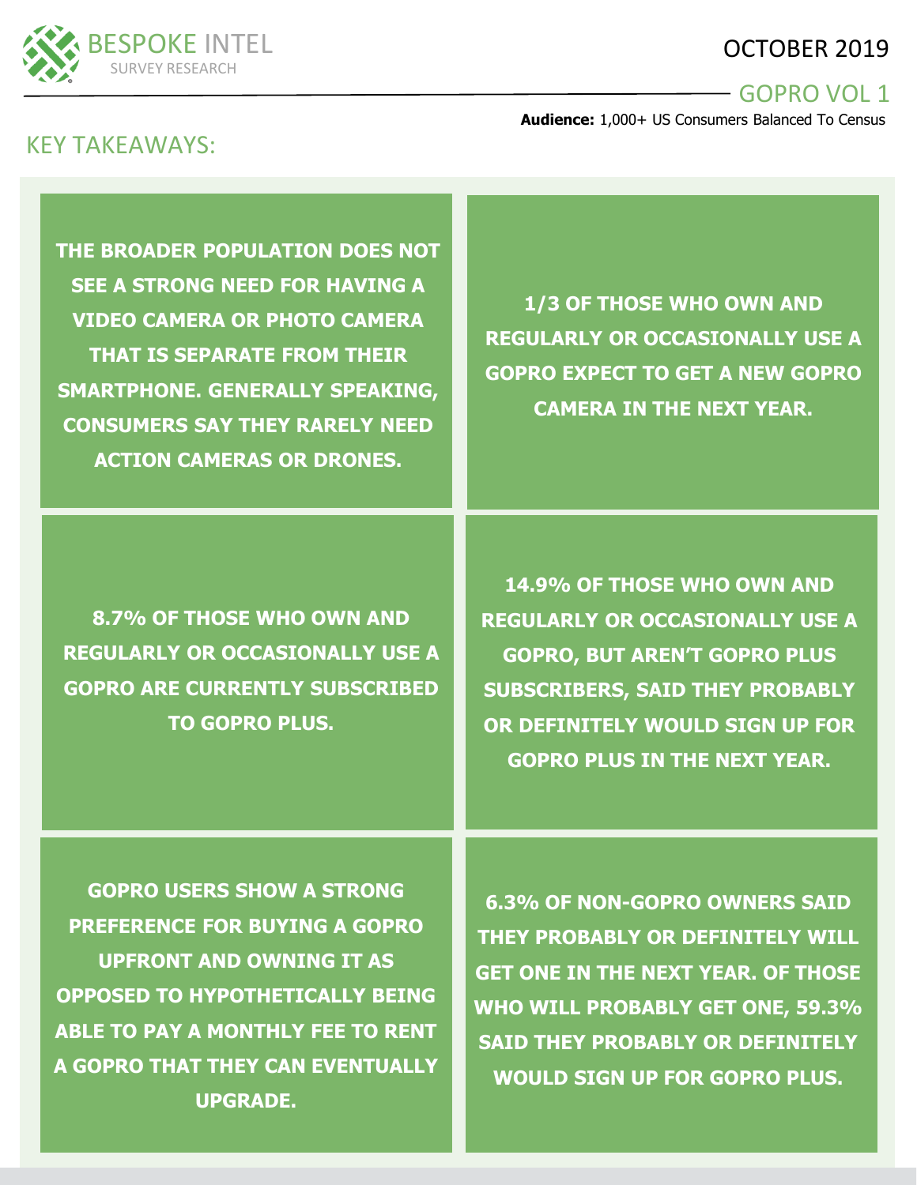BESPOKE INTEL
SURVEY RESEARCH

OCTOBER 2019

GOPRO VOL 1

**Audience:** 1,000+ US Consumers Balanced To Census

## KEY TAKEAWAYS:

**THE BROADER POPULATION DOES NOT SEE A STRONG NEED FOR HAVING A VIDEO CAMERA OR PHOTO CAMERA THAT IS SEPARATE FROM THEIR SMARTPHONE. GENERALLY SPEAKING, CONSUMERS SAY THEY RARELY NEED ACTION CAMERAS OR DRONES.**

**1/3 OF THOSE WHO OWN AND REGULARLY OR OCCASIONALLY USE A GOPRO EXPECT TO GET A NEW GOPRO CAMERA IN THE NEXT YEAR.**

**8.7% OF THOSE WHO OWN AND REGULARLY OR OCCASIONALLY USE A GOPRO ARE CURRENTLY SUBSCRIBED TO GOPRO PLUS.**

**14.9% OF THOSE WHO OWN AND REGULARLY OR OCCASIONALLY USE A GOPRO, BUT AREN'T GOPRO PLUS SUBSCRIBERS, SAID THEY PROBABLY OR DEFINITELY WOULD SIGN UP FOR GOPRO PLUS IN THE NEXT YEAR.**

**GOPRO USERS SHOW A STRONG PREFERENCE FOR BUYING A GOPRO UPFRONT AND OWNING IT AS OPPOSED TO HYPOTHETICALLY BEING ABLE TO PAY A MONTHLY FEE TO RENT A GOPRO THAT THEY CAN EVENTUALLY UPGRADE.**

**6.3% OF NON-GOPRO OWNERS SAID THEY PROBABLY OR DEFINITELY WILL GET ONE IN THE NEXT YEAR. OF THOSE WHO WILL PROBABLY GET ONE, 59.3% SAID THEY PROBABLY OR DEFINITELY WOULD SIGN UP FOR GOPRO PLUS.**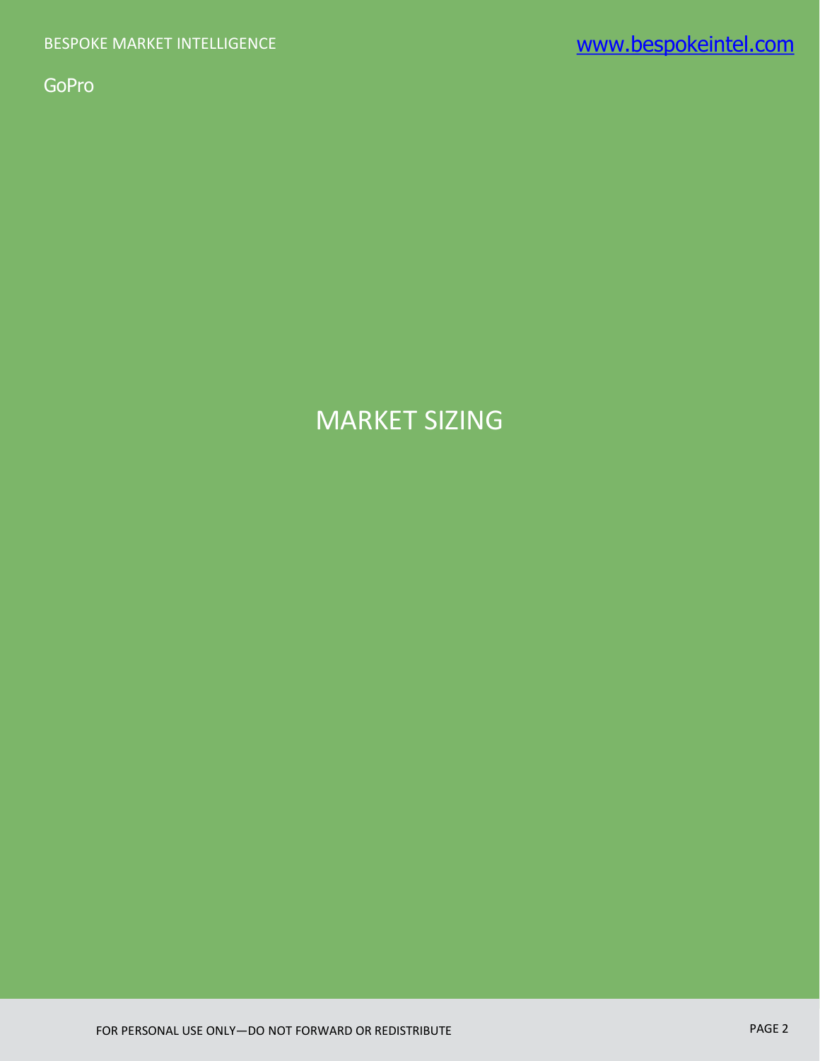# MARKET SIZING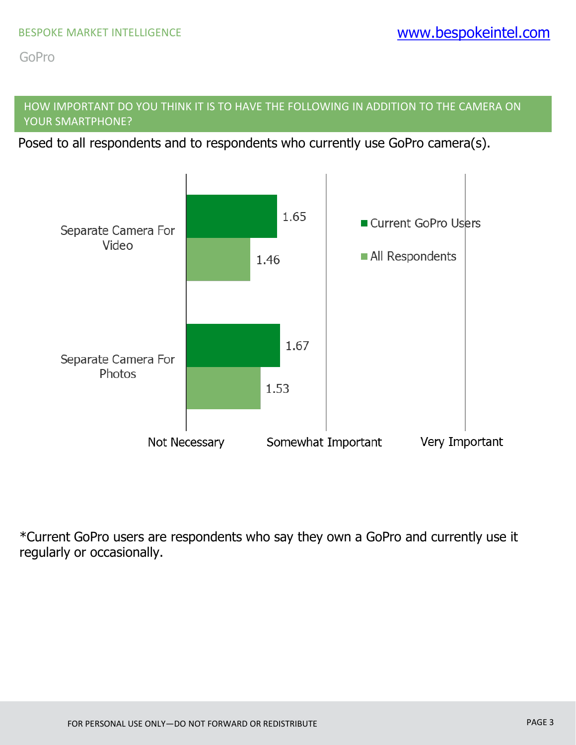## HOW IMPORTANT DO YOU THINK IT IS TO HAVE THE FOLLOWING IN ADDITION TO THE CAMERA ON YOUR SMARTPHONE?

Posed to all respondents and to respondents who currently use GoPro camera(s).

| | Current GoPro Users | All Respondents |
|---|---|---|
| Separate Camera For Video | 1.65 | 1.46 |
| Separate Camera For Photos | 1.67 | 1.53 |

Scale: Not Necessary — Somewhat Important — Very Important

*Current GoPro users are respondents who say they own a GoPro and currently use it regularly or occasionally.

FOR PERSONAL USE ONLY—DO NOT FORWARD OR REDISTRIBUTE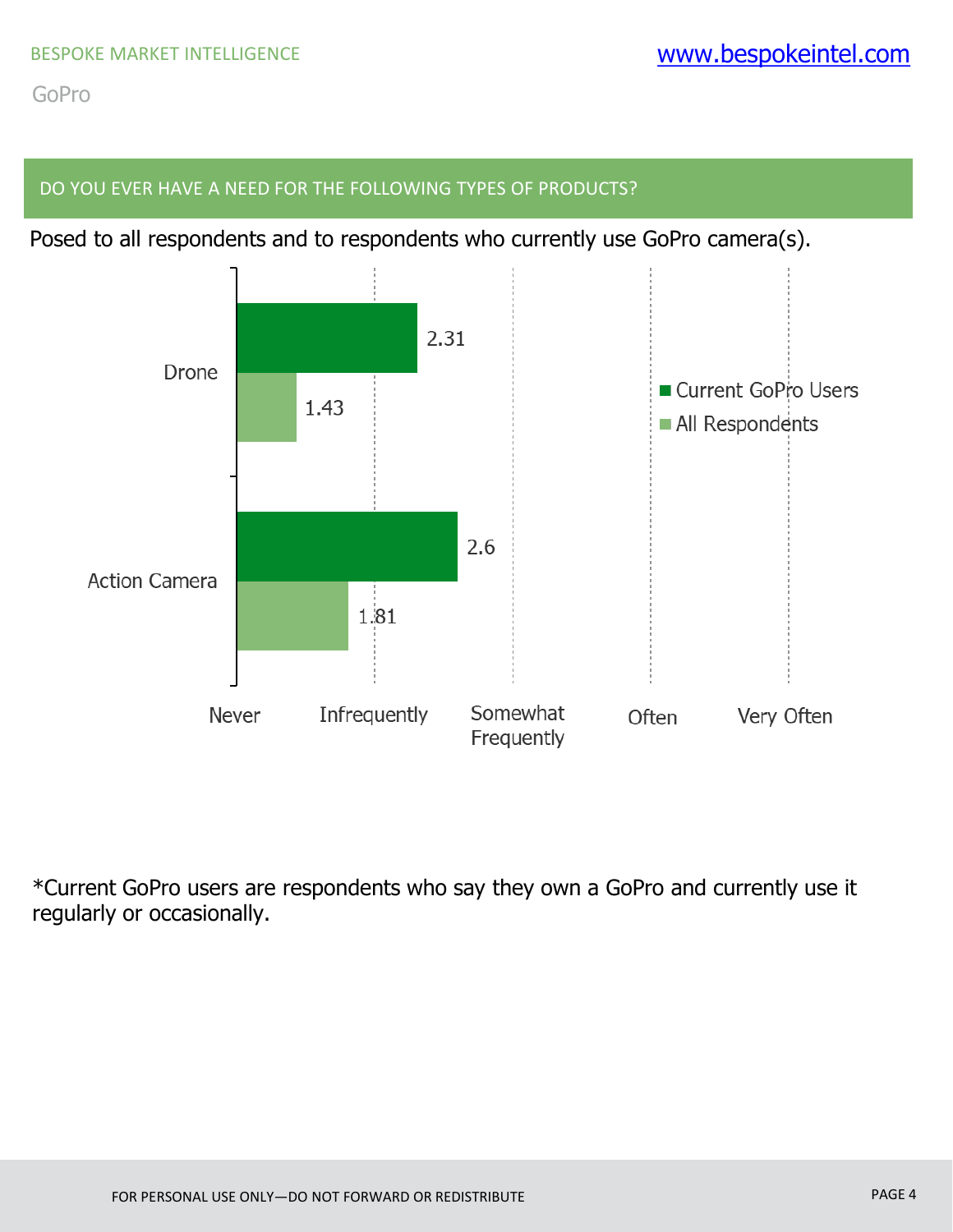## DO YOU EVER HAVE A NEED FOR THE FOLLOWING TYPES OF PRODUCTS?

Posed to all respondents and to respondents who currently use GoPro camera(s).

| | Current GoPro Users | All Respondents |
|---|---|---|
| Drone | 2.31 | 1.43 |
| Action Camera | 2.6 | 1.81 |

Scale: Never, Infrequently, Somewhat Frequently, Often, Very Often

*Current GoPro users are respondents who say they own a GoPro and currently use it regularly or occasionally.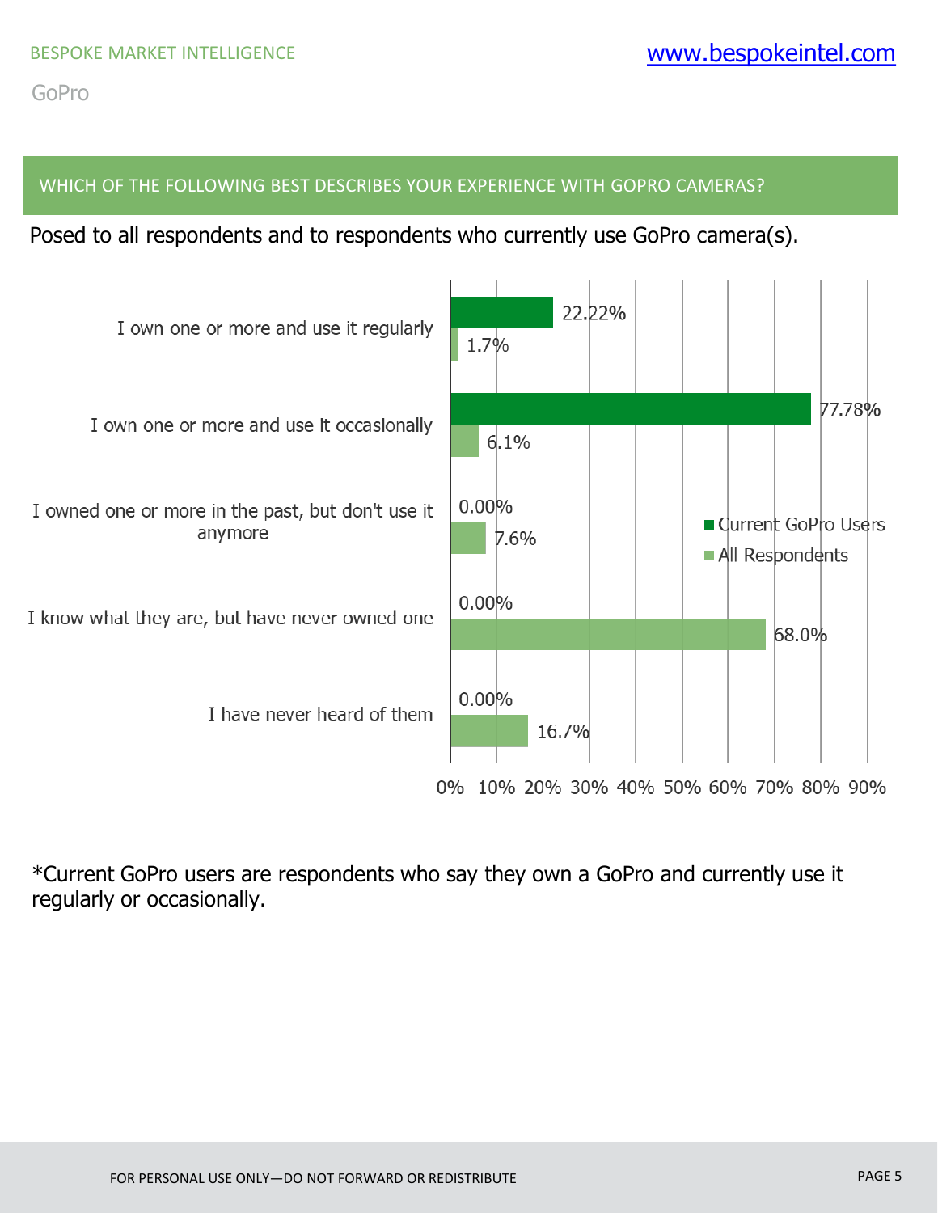## WHICH OF THE FOLLOWING BEST DESCRIBES YOUR EXPERIENCE WITH GOPRO CAMERAS?

Posed to all respondents and to respondents who currently use GoPro camera(s).

| Response | Current GoPro Users | All Respondents |
|---|---|---|
| I own one or more and use it regularly | 22.22% | 1.7% |
| I own one or more and use it occasionally | 77.78% | 6.1% |
| I owned one or more in the past, but don't use it anymore | 0.00% | 7.6% |
| I know what they are, but have never owned one | 0.00% | 68.0% |
| I have never heard of them | 0.00% | 16.7% |

*Current GoPro users are respondents who say they own a GoPro and currently use it regularly or occasionally.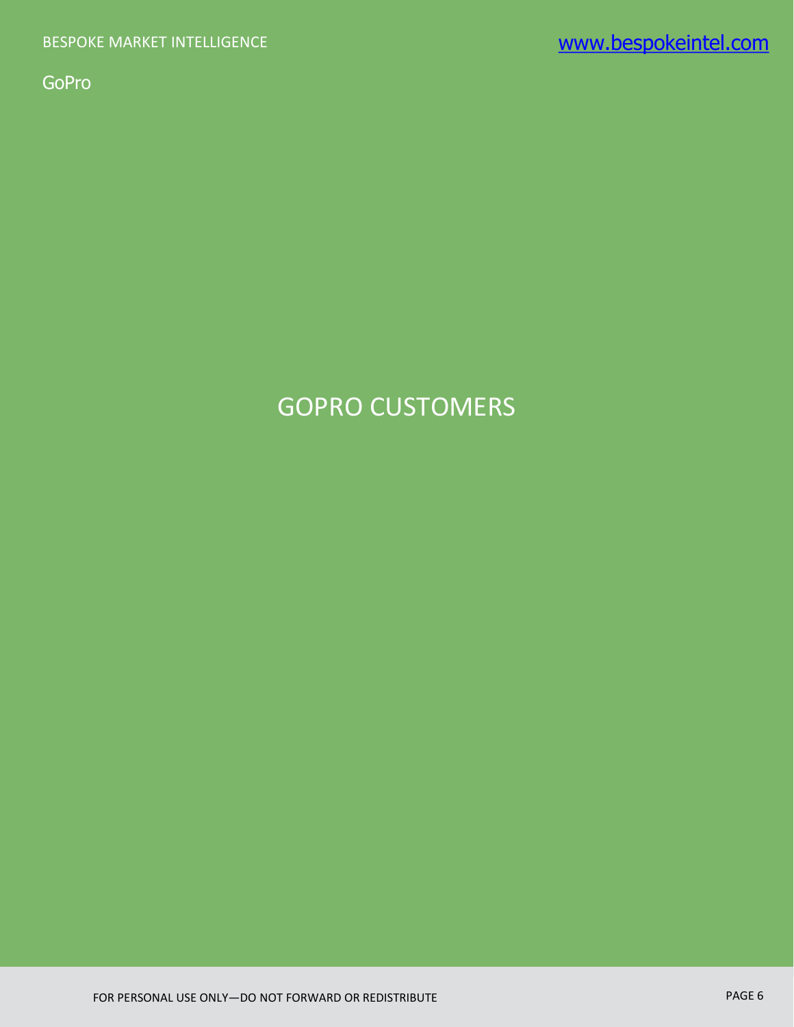# GOPRO CUSTOMERS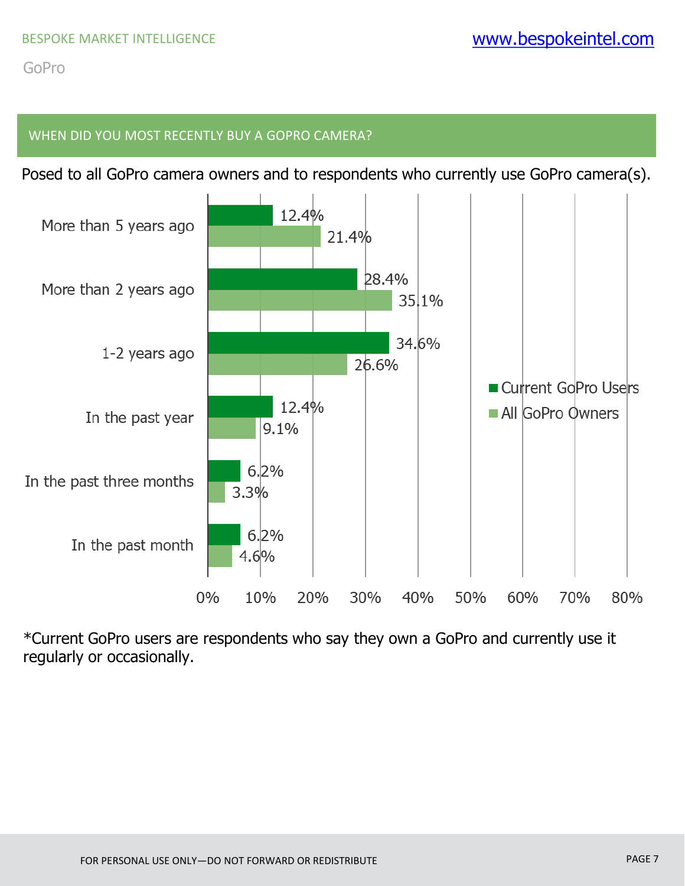## WHEN DID YOU MOST RECENTLY BUY A GOPRO CAMERA?

Posed to all GoPro camera owners and to respondents who currently use GoPro camera(s).

| | Current GoPro Users | All GoPro Owners |
|---|---|---|
| More than 5 years ago | 12.4% | 21.4% |
| More than 2 years ago | 28.4% | 35.1% |
| 1-2 years ago | 34.6% | 26.6% |
| In the past year | 12.4% | 9.1% |
| In the past three months | 6.2% | 3.3% |
| In the past month | 6.2% | 4.6% |

*Current GoPro users are respondents who say they own a GoPro and currently use it regularly or occasionally.

FOR PERSONAL USE ONLY—DO NOT FORWARD OR REDISTRIBUTE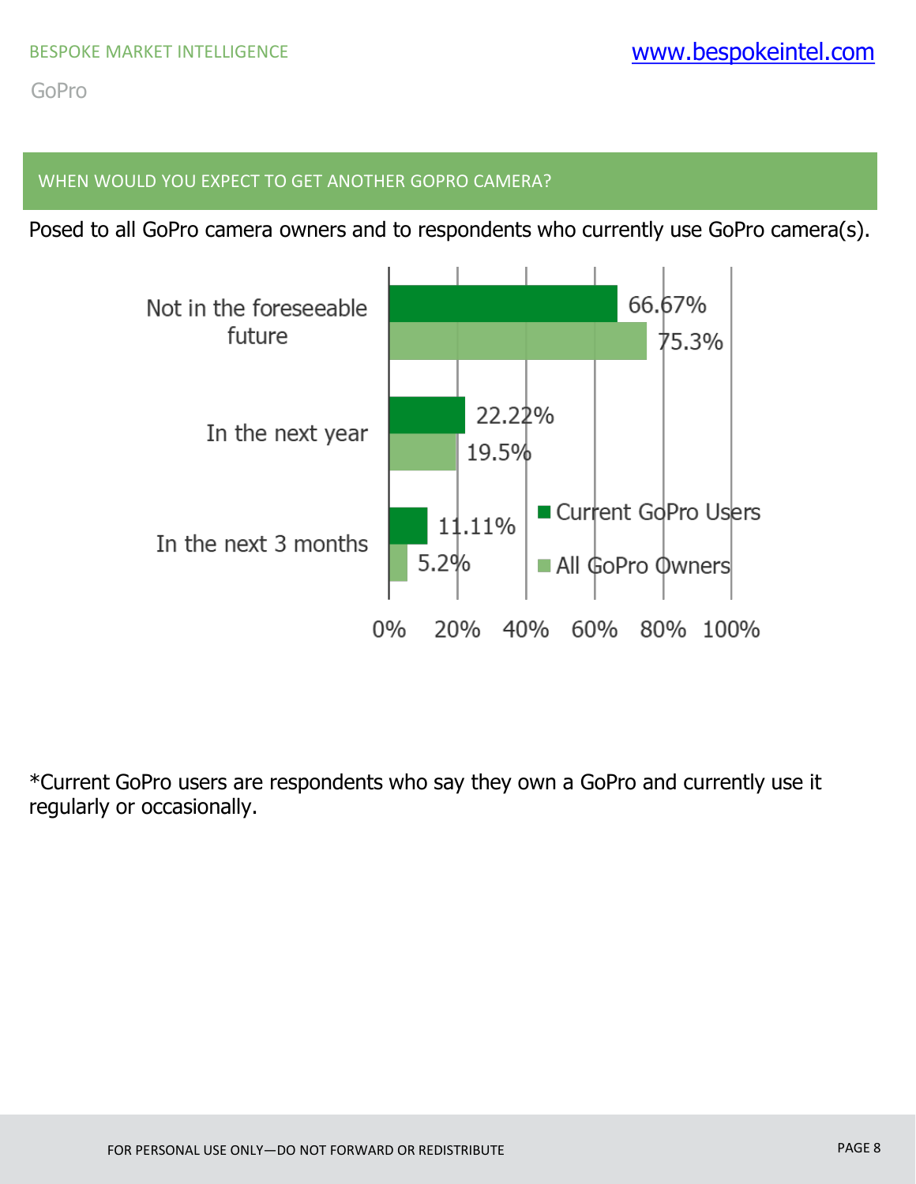## WHEN WOULD YOU EXPECT TO GET ANOTHER GOPRO CAMERA?

Posed to all GoPro camera owners and to respondents who currently use GoPro camera(s).

| | Current GoPro Users | All GoPro Owners |
|---|---|---|
| Not in the foreseeable future | 66.67% | 75.3% |
| In the next year | 22.22% | 19.5% |
| In the next 3 months | 11.11% | 5.2% |

*Current GoPro users are respondents who say they own a GoPro and currently use it regularly or occasionally.

FOR PERSONAL USE ONLY—DO NOT FORWARD OR REDISTRIBUTE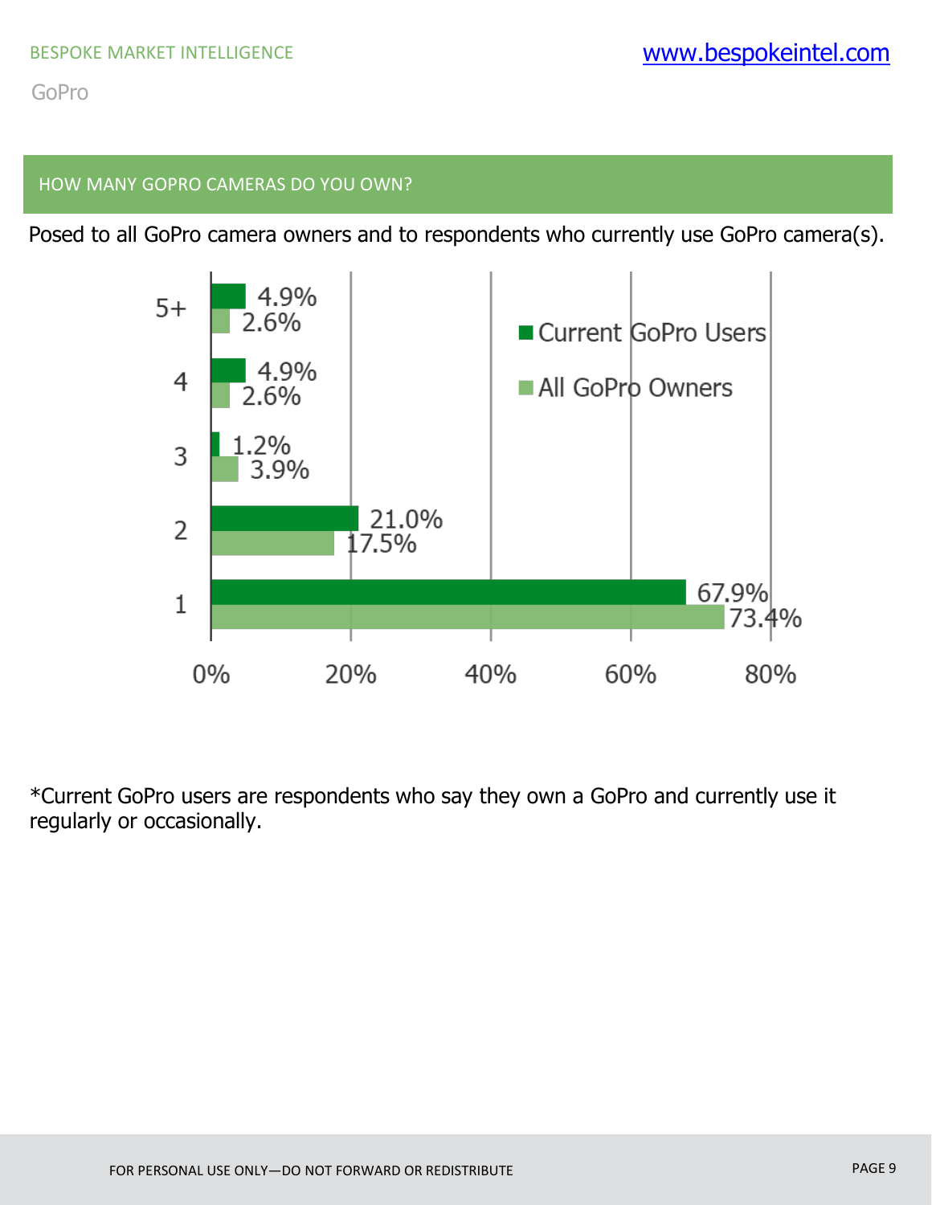## HOW MANY GOPRO CAMERAS DO YOU OWN?

Posed to all GoPro camera owners and to respondents who currently use GoPro camera(s).

| Number of cameras | Current GoPro Users | All GoPro Owners |
|---|---|---|
| 5+ | 4.9% | 2.6% |
| 4 | 4.9% | 2.6% |
| 3 | 1.2% | 3.9% |
| 2 | 21.0% | 17.5% |
| 1 | 67.9% | 73.4% |

*Current GoPro users are respondents who say they own a GoPro and currently use it regularly or occasionally.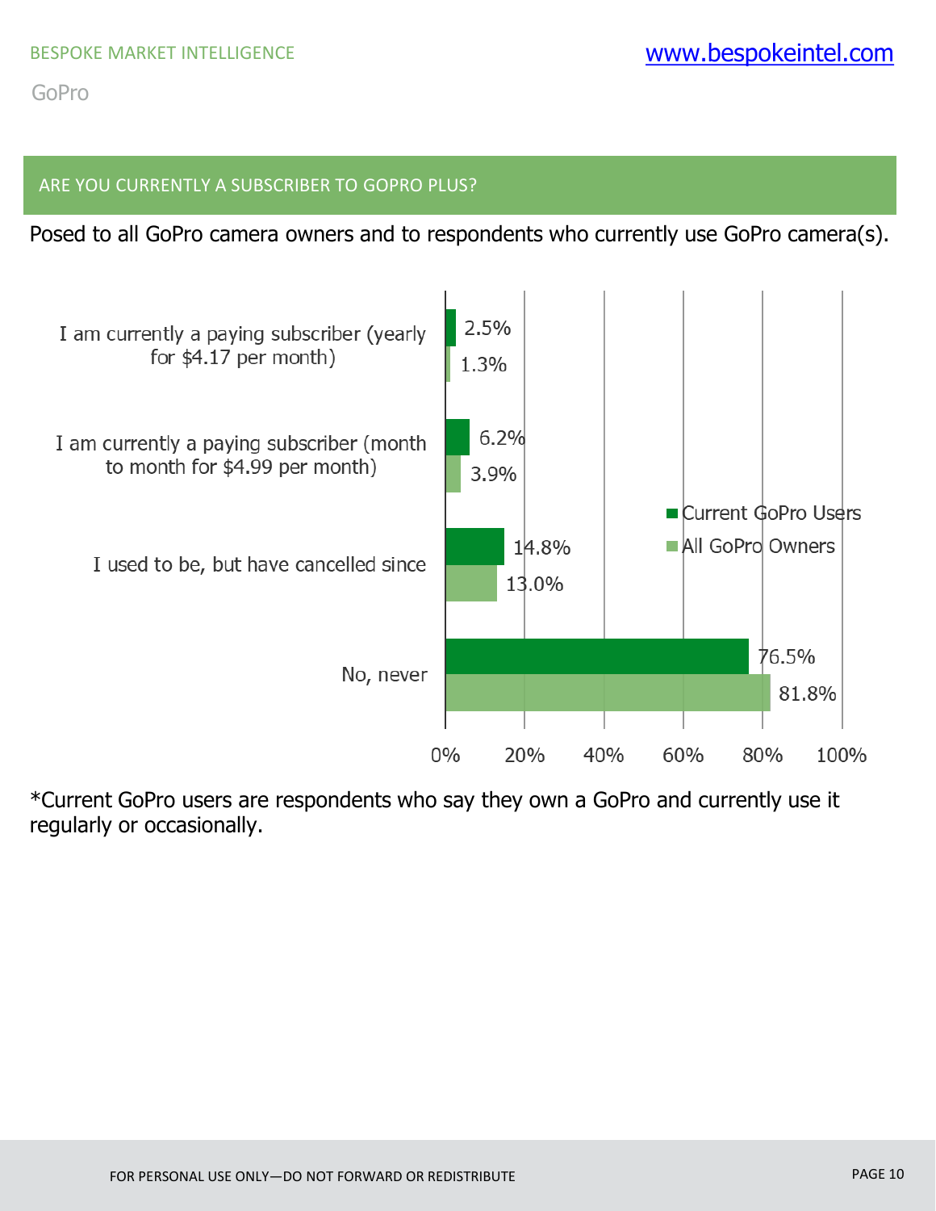## ARE YOU CURRENTLY A SUBSCRIBER TO GOPRO PLUS?

Posed to all GoPro camera owners and to respondents who currently use GoPro camera(s).

| | Current GoPro Users | All GoPro Owners |
|---|---|---|
| I am currently a paying subscriber (yearly for $4.17 per month) | 2.5% | 1.3% |
| I am currently a paying subscriber (month to month for $4.99 per month) | 6.2% | 3.9% |
| I used to be, but have cancelled since | 14.8% | 13.0% |
| No, never | 76.5% | 81.8% |

*Current GoPro users are respondents who say they own a GoPro and currently use it regularly or occasionally.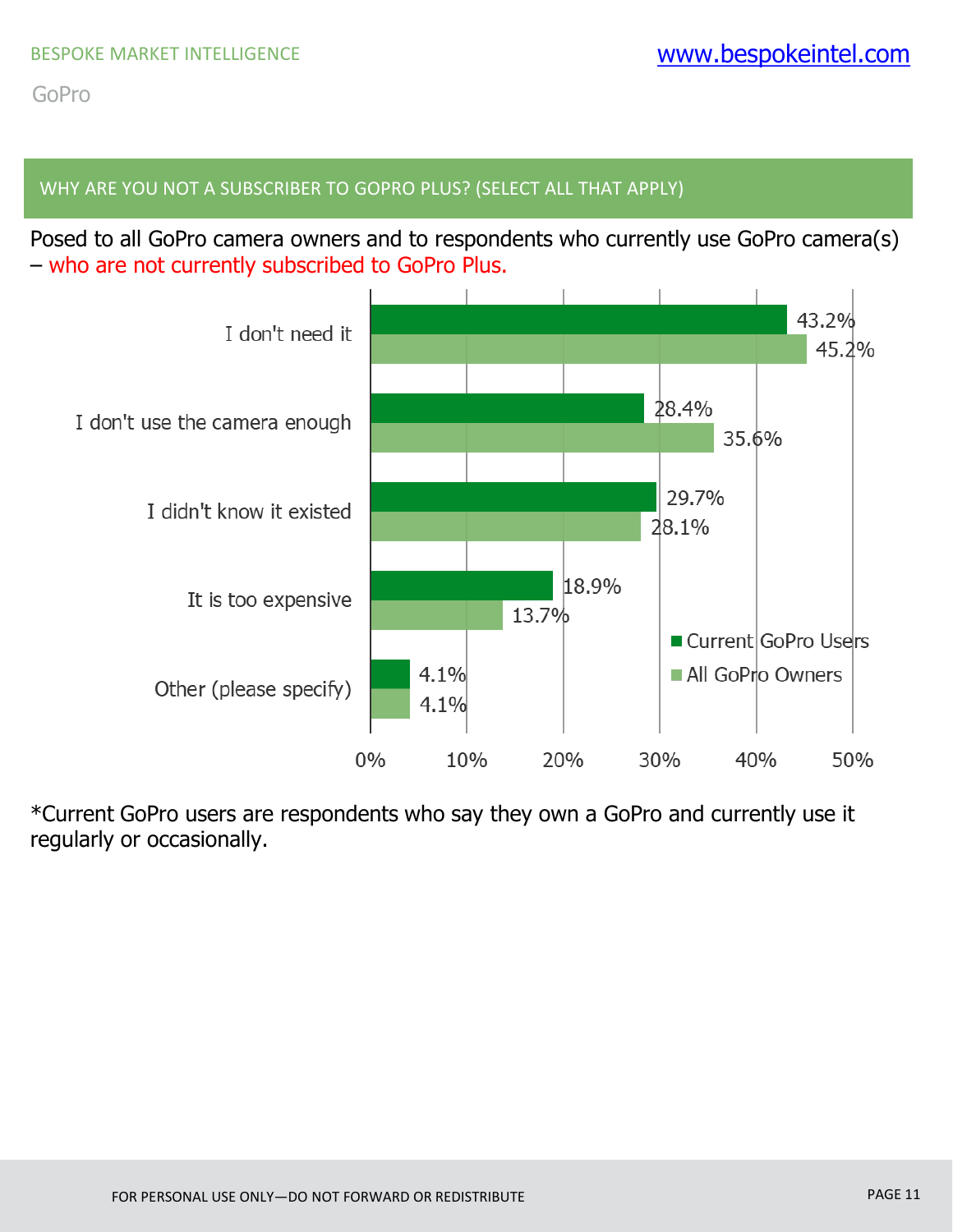## WHY ARE YOU NOT A SUBSCRIBER TO GOPRO PLUS? (SELECT ALL THAT APPLY)

Posed to all GoPro camera owners and to respondents who currently use GoPro camera(s) – who are not currently subscribed to GoPro Plus.

| | Current GoPro Users | All GoPro Owners |
|---|---|---|
| I don't need it | 43.2% | 45.2% |
| I don't use the camera enough | 28.4% | 35.6% |
| I didn't know it existed | 29.7% | 28.1% |
| It is too expensive | 18.9% | 13.7% |
| Other (please specify) | 4.1% | 4.1% |

*Current GoPro users are respondents who say they own a GoPro and currently use it regularly or occasionally.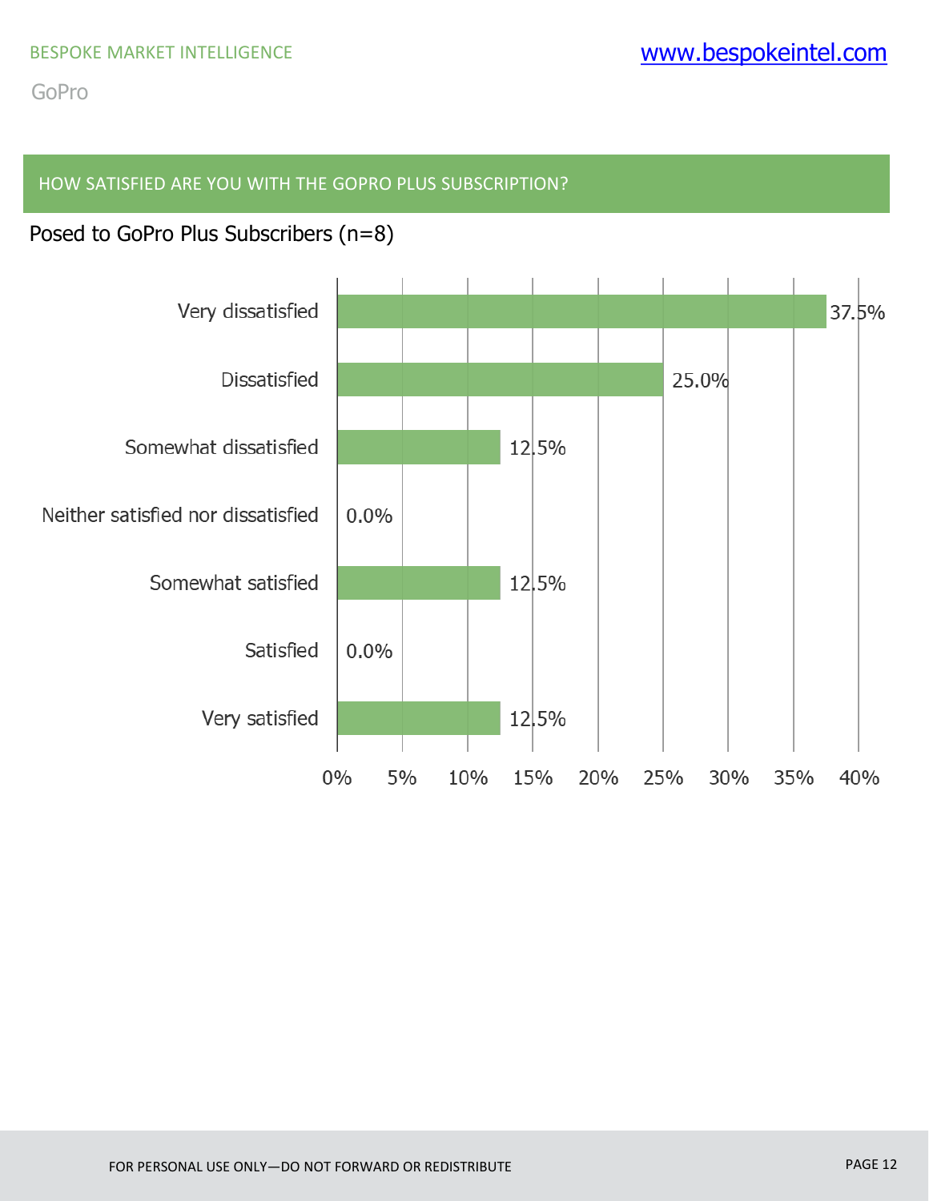## HOW SATISFIED ARE YOU WITH THE GOPRO PLUS SUBSCRIPTION?

Posed to GoPro Plus Subscribers (n=8)

| Response | Percentage |
|---|---|
| Very dissatisfied | 37.5% |
| Dissatisfied | 25.0% |
| Somewhat dissatisfied | 12.5% |
| Neither satisfied nor dissatisfied | 0.0% |
| Somewhat satisfied | 12.5% |
| Satisfied | 0.0% |
| Very satisfied | 12.5% |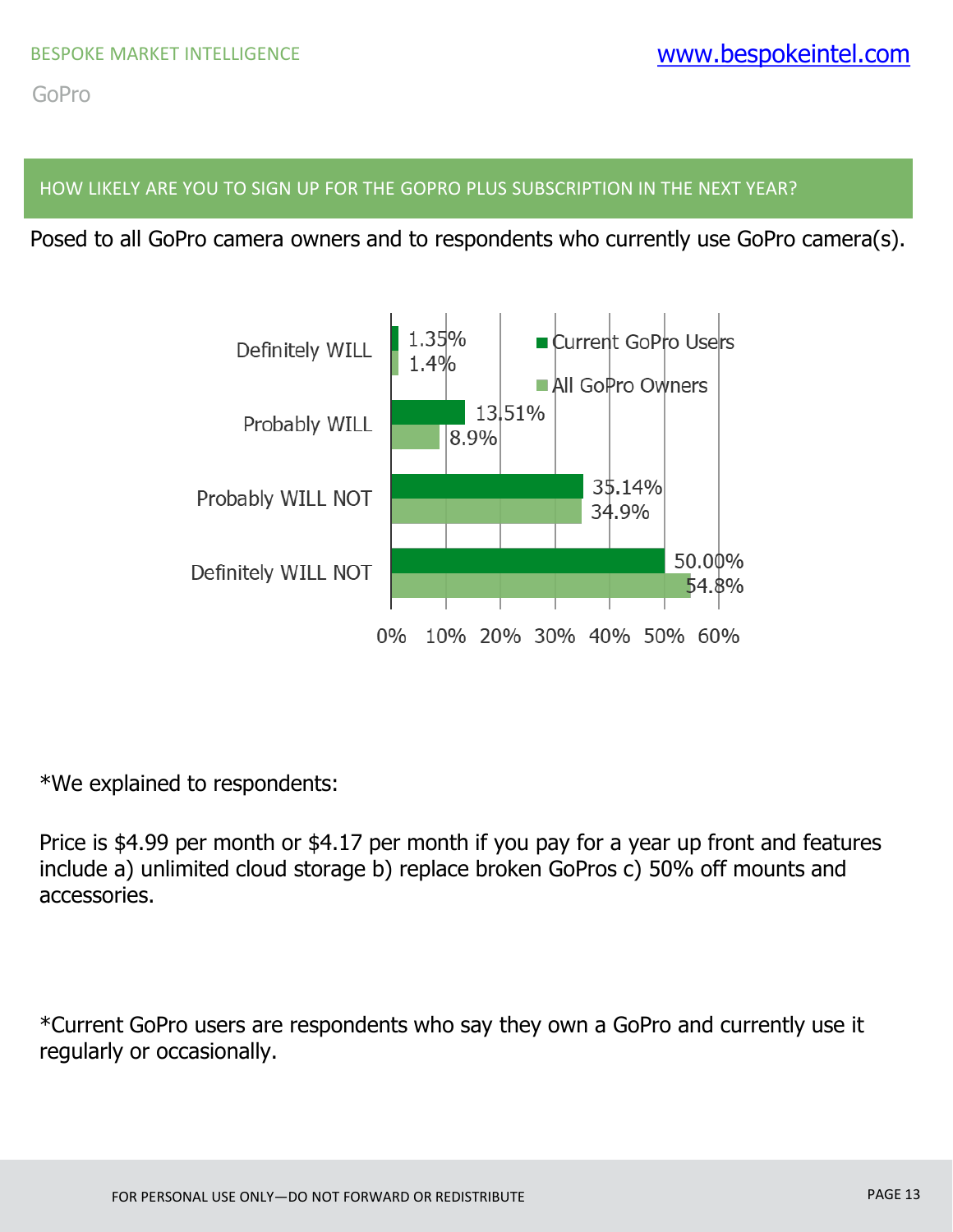## HOW LIKELY ARE YOU TO SIGN UP FOR THE GOPRO PLUS SUBSCRIPTION IN THE NEXT YEAR?

Posed to all GoPro camera owners and to respondents who currently use GoPro camera(s).

| | Current GoPro Users | All GoPro Owners |
|---|---|---|
| Definitely WILL | 1.35% | 1.4% |
| Probably WILL | 13.51% | 8.9% |
| Probably WILL NOT | 35.14% | 34.9% |
| Definitely WILL NOT | 50.00% | 54.8% |

*We explained to respondents:

Price is $4.99 per month or $4.17 per month if you pay for a year up front and features include a) unlimited cloud storage b) replace broken GoPros c) 50% off mounts and accessories.

*Current GoPro users are respondents who say they own a GoPro and currently use it regularly or occasionally.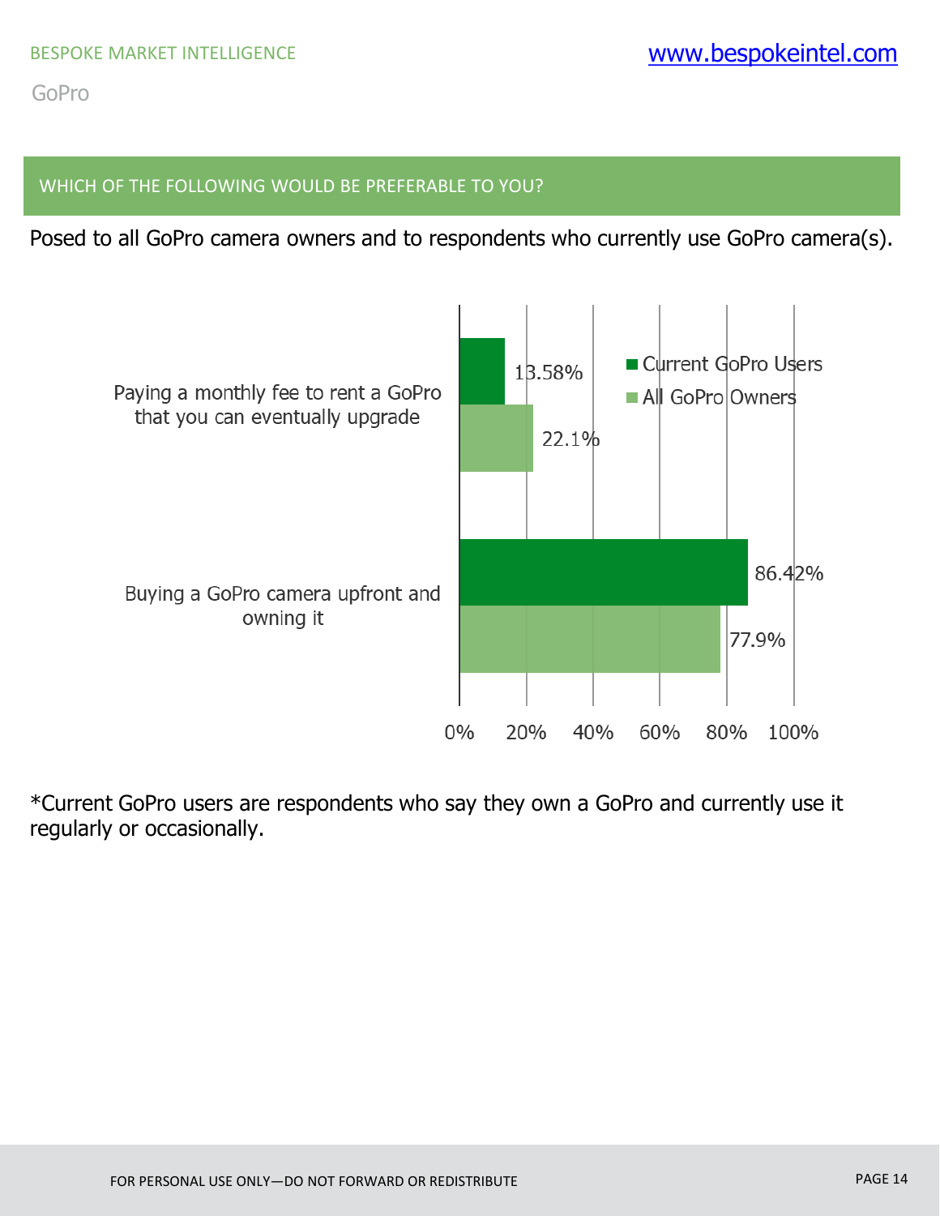## WHICH OF THE FOLLOWING WOULD BE PREFERABLE TO YOU?

Posed to all GoPro camera owners and to respondents who currently use GoPro camera(s).

| | Current GoPro Users | All GoPro Owners |
|---|---|---|
| Paying a monthly fee to rent a GoPro that you can eventually upgrade | 13.58% | 22.1% |
| Buying a GoPro camera upfront and owning it | 86.42% | 77.9% |

*Current GoPro users are respondents who say they own a GoPro and currently use it regularly or occasionally.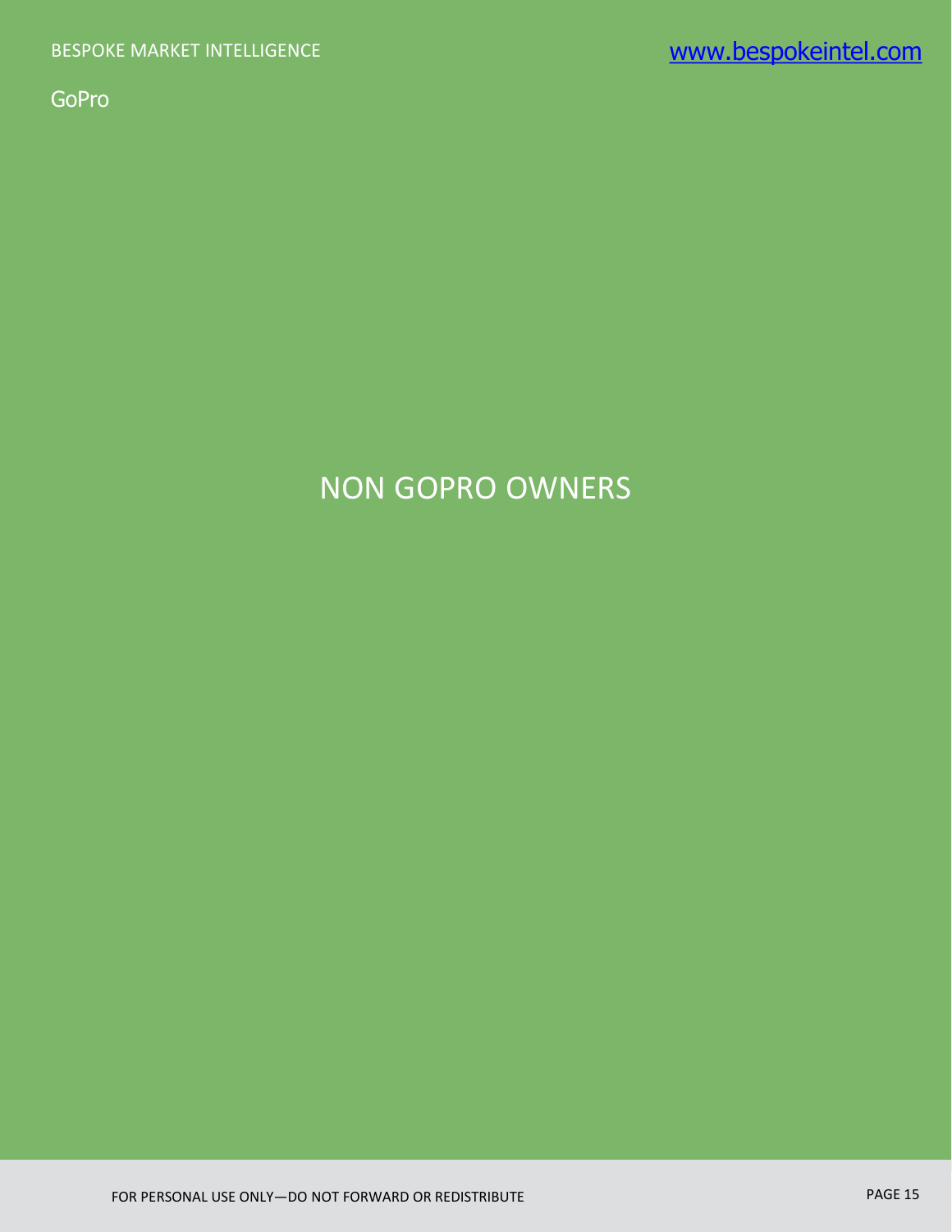# NON GOPRO OWNERS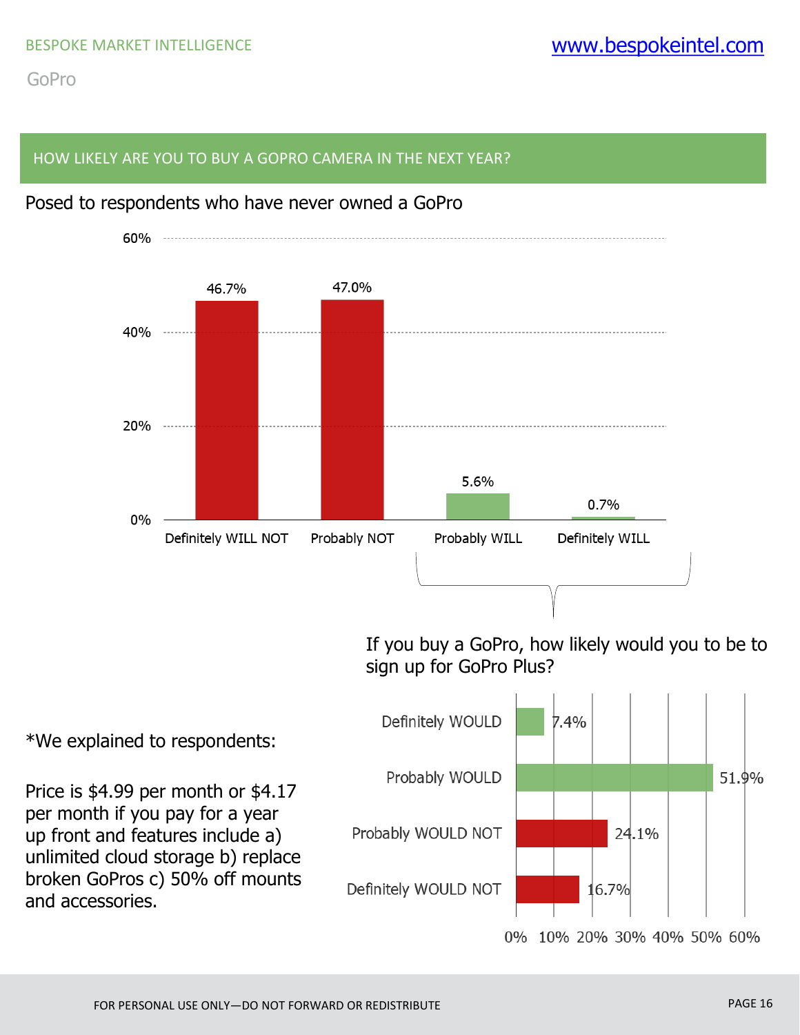## HOW LIKELY ARE YOU TO BUY A GOPRO CAMERA IN THE NEXT YEAR?

Posed to respondents who have never owned a GoPro

| Response | Percentage |
|---|---|
| Definitely WILL NOT | 46.7% |
| Probably NOT | 47.0% |
| Probably WILL | 5.6% |
| Definitely WILL | 0.7% |

If you buy a GoPro, how likely would you to be to sign up for GoPro Plus?

| Response | Percentage |
|---|---|
| Definitely WOULD | 7.4% |
| Probably WOULD | 51.9% |
| Probably WOULD NOT | 24.1% |
| Definitely WOULD NOT | 16.7% |

*We explained to respondents:

Price is $4.99 per month or $4.17 per month if you pay for a year up front and features include a) unlimited cloud storage b) replace broken GoPros c) 50% off mounts and accessories.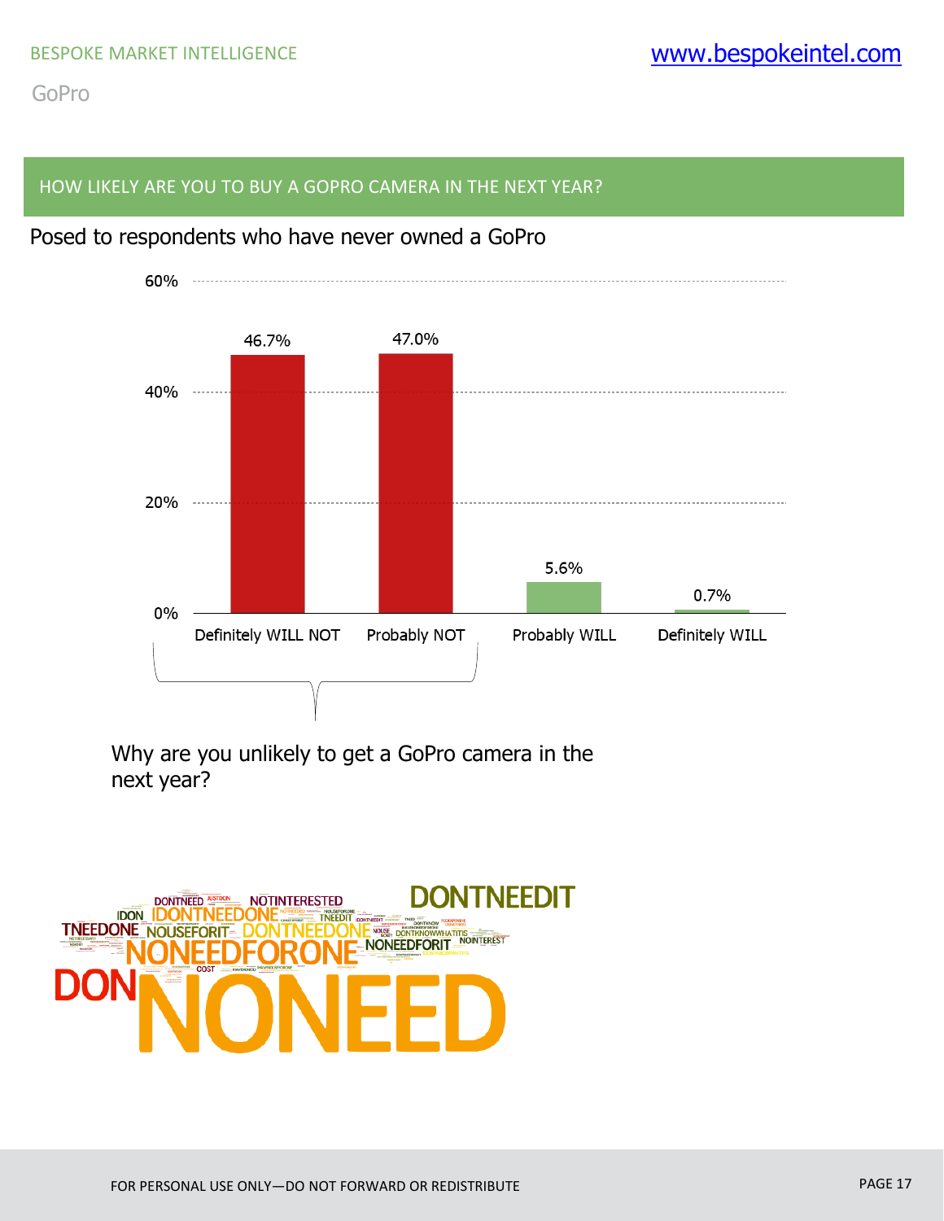## HOW LIKELY ARE YOU TO BUY A GOPRO CAMERA IN THE NEXT YEAR?

Posed to respondents who have never owned a GoPro

| Response | Percentage |
|---|---|
| Definitely WILL NOT | 46.7% |
| Probably NOT | 47.0% |
| Probably WILL | 5.6% |
| Definitely WILL | 0.7% |

Why are you unlikely to get a GoPro camera in the next year?

DONTNEEDIT NOTINTERESTED IDONTNEEDONE TNEEDONE NOUSEFORIT DONTNEEDONE NONEEDFORONE NONEEDFORIT DONTKNOWWHATITIS NOINTEREST COST DON NONEED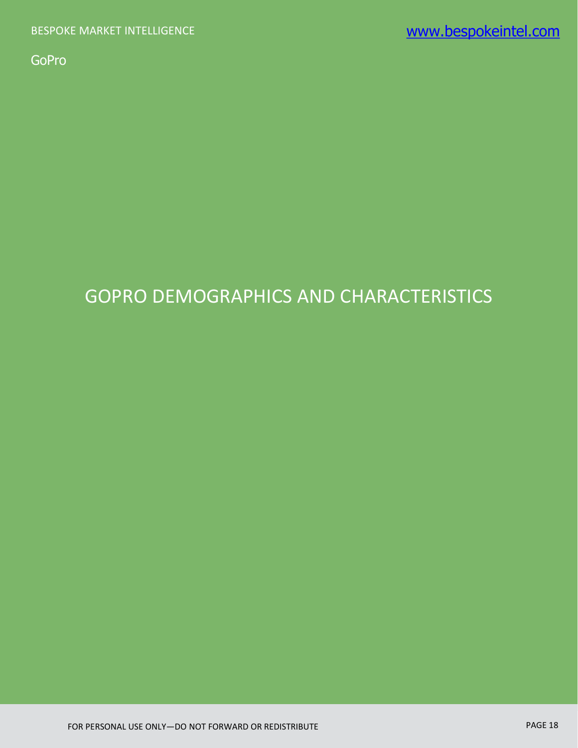# GOPRO DEMOGRAPHICS AND CHARACTERISTICS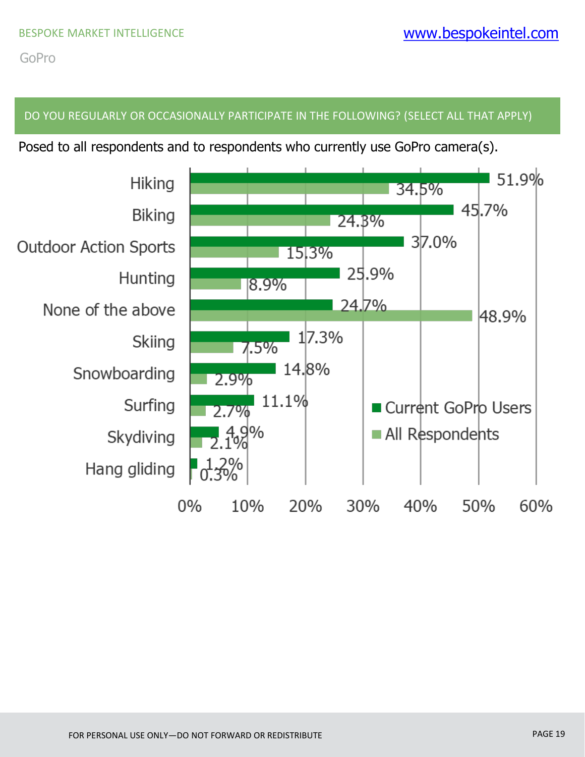## DO YOU REGULARLY OR OCCASIONALLY PARTICIPATE IN THE FOLLOWING? (SELECT ALL THAT APPLY)

Posed to all respondents and to respondents who currently use GoPro camera(s).

| Activity | Current GoPro Users | All Respondents |
|---|---|---|
| Hiking | 51.9% | 34.5% |
| Biking | 45.7% | 24.3% |
| Outdoor Action Sports | 37.0% | 15.3% |
| Hunting | 25.9% | 8.9% |
| None of the above | 24.7% | 48.9% |
| Skiing | 17.3% | 7.5% |
| Snowboarding | 14.8% | 2.9% |
| Surfing | 11.1% | 2.7% |
| Skydiving | 4.9% | 2.1% |
| Hang gliding | 1.2% | 0.3% |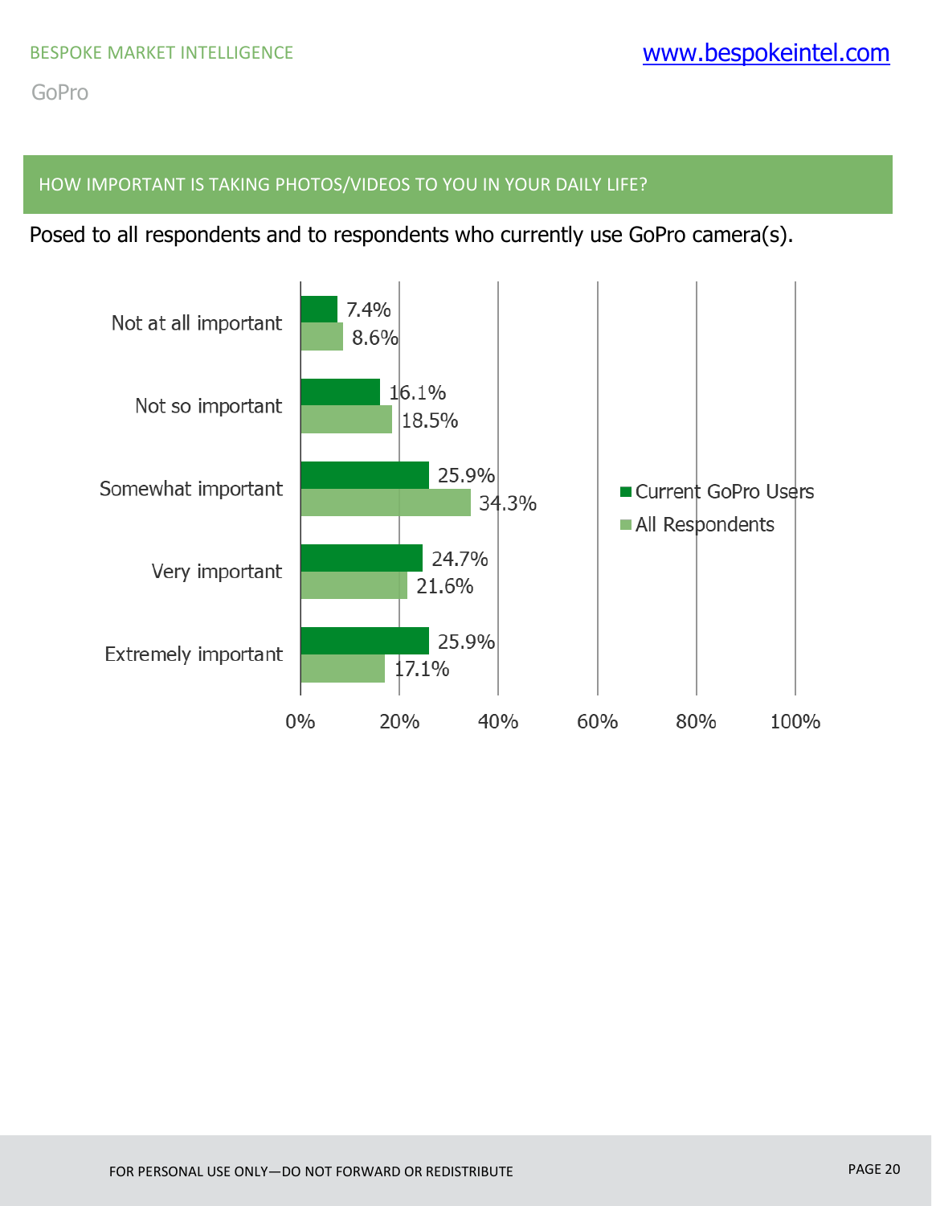## HOW IMPORTANT IS TAKING PHOTOS/VIDEOS TO YOU IN YOUR DAILY LIFE?

Posed to all respondents and to respondents who currently use GoPro camera(s).

| | Current GoPro Users | All Respondents |
|---|---|---|
| Not at all important | 7.4% | 8.6% |
| Not so important | 16.1% | 18.5% |
| Somewhat important | 25.9% | 34.3% |
| Very important | 24.7% | 21.6% |
| Extremely important | 25.9% | 17.1% |

FOR PERSONAL USE ONLY—DO NOT FORWARD OR REDISTRIBUTE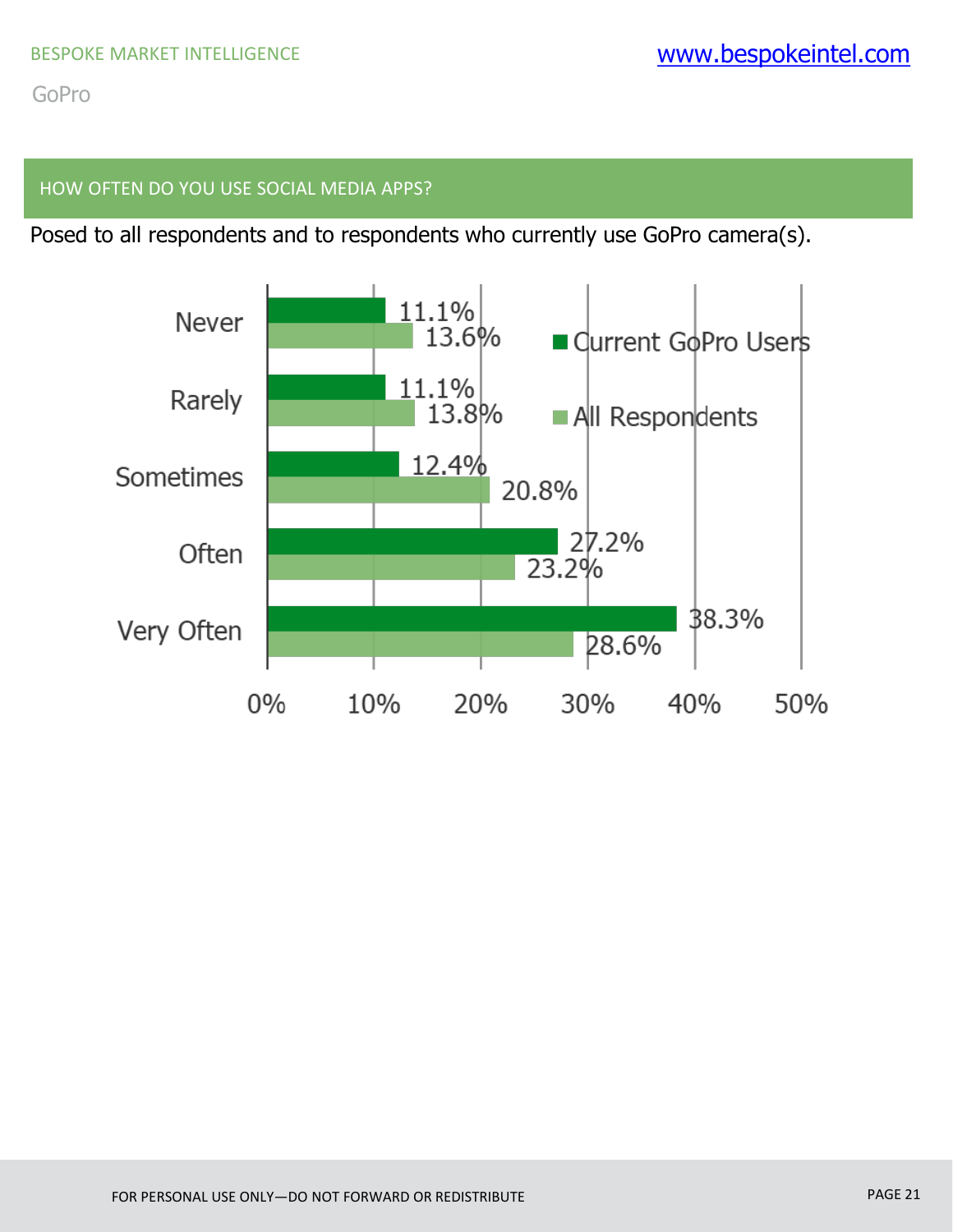## HOW OFTEN DO YOU USE SOCIAL MEDIA APPS?

Posed to all respondents and to respondents who currently use GoPro camera(s).

| | Current GoPro Users | All Respondents |
|---|---|---|
| Never | 11.1% | 13.6% |
| Rarely | 11.1% | 13.8% |
| Sometimes | 12.4% | 20.8% |
| Often | 27.2% | 23.2% |
| Very Often | 38.3% | 28.6% |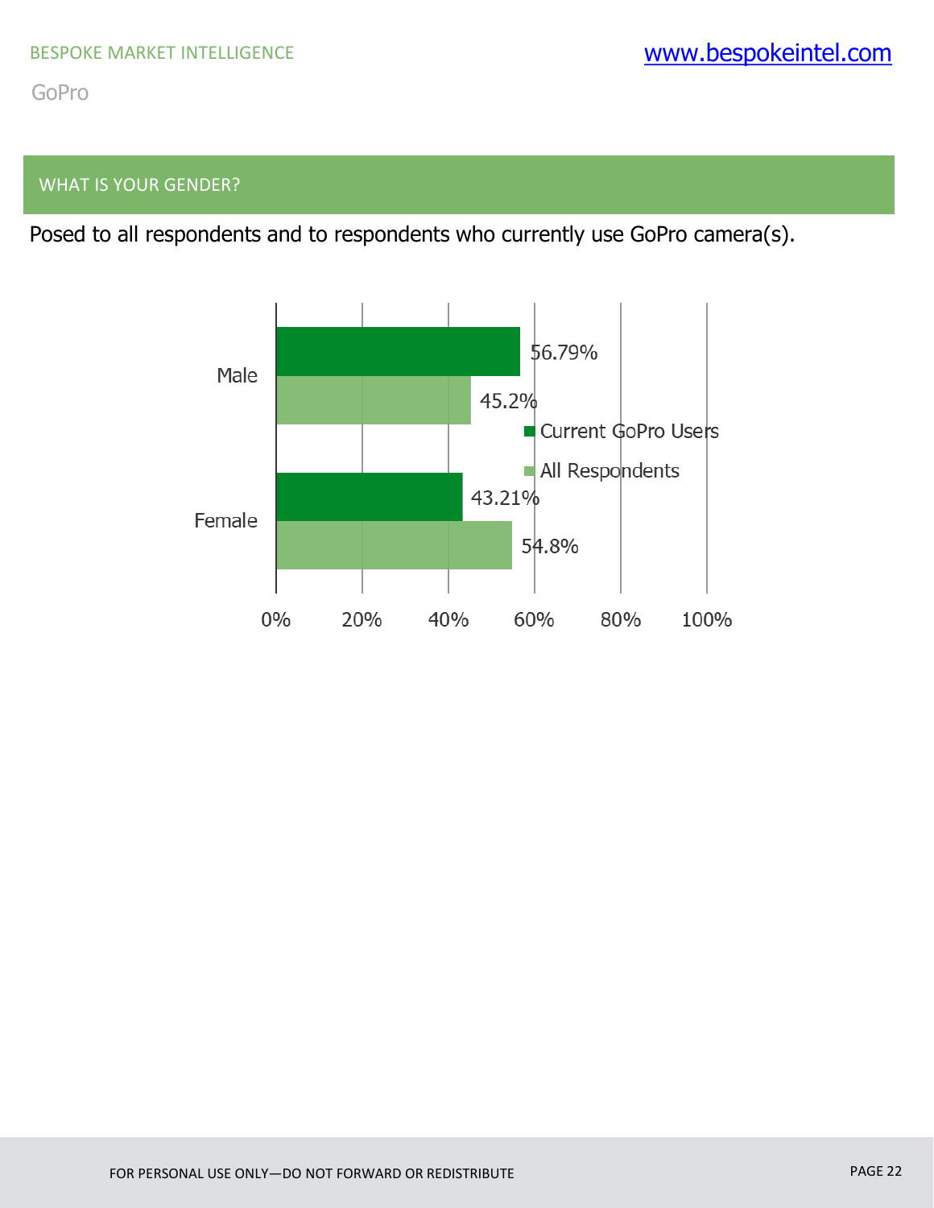## WHAT IS YOUR GENDER?

Posed to all respondents and to respondents who currently use GoPro camera(s).

| | Current GoPro Users | All Respondents |
|---|---|---|
| Male | 56.79% | 45.2% |
| Female | 43.21% | 54.8% |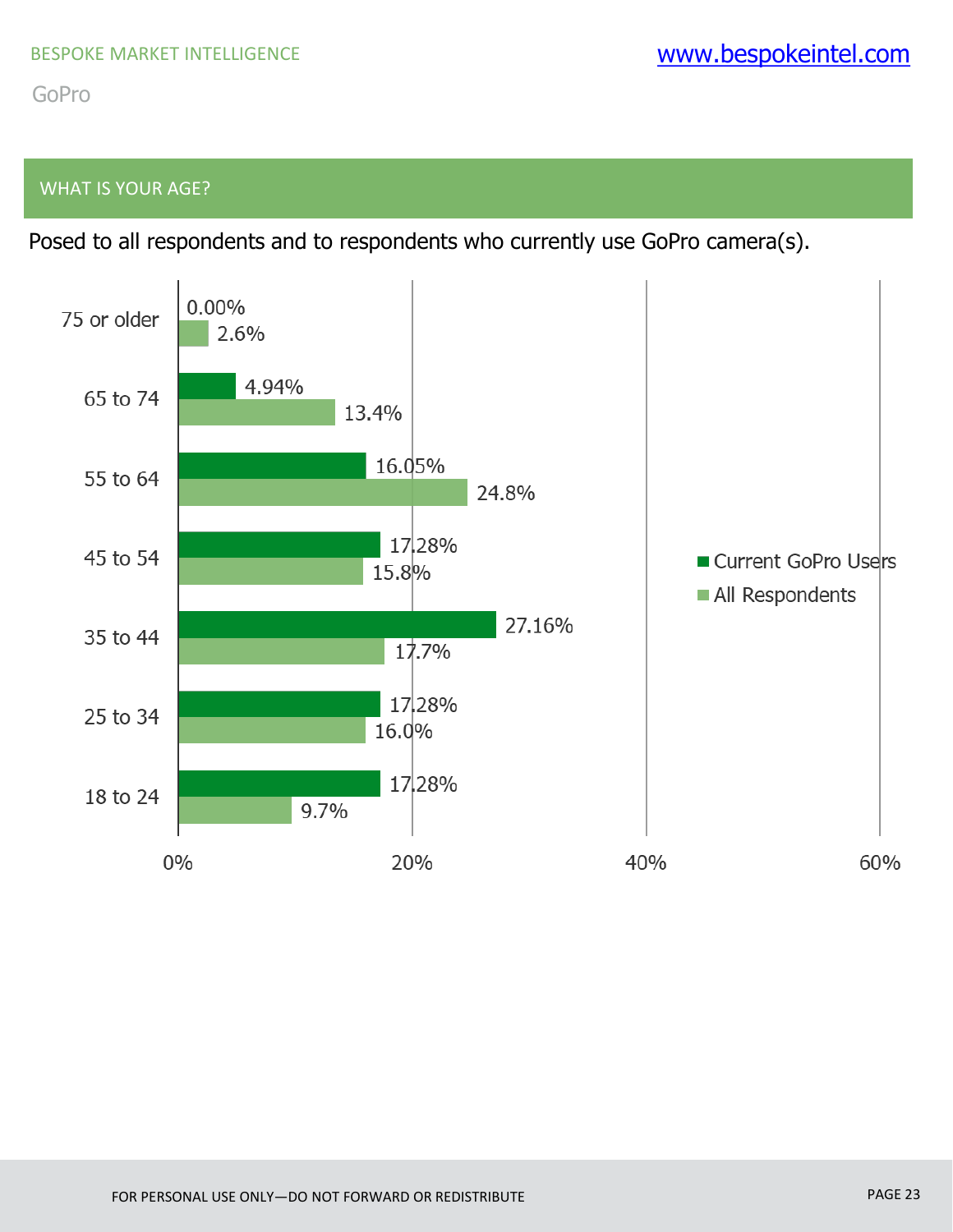## WHAT IS YOUR AGE?

Posed to all respondents and to respondents who currently use GoPro camera(s).

| Age | Current GoPro Users | All Respondents |
|---|---|---|
| 75 or older | 0.00% | 2.6% |
| 65 to 74 | 4.94% | 13.4% |
| 55 to 64 | 16.05% | 24.8% |
| 45 to 54 | 17.28% | 15.8% |
| 35 to 44 | 27.16% | 17.7% |
| 25 to 34 | 17.28% | 16.0% |
| 18 to 24 | 17.28% | 9.7% |

FOR PERSONAL USE ONLY—DO NOT FORWARD OR REDISTRIBUTE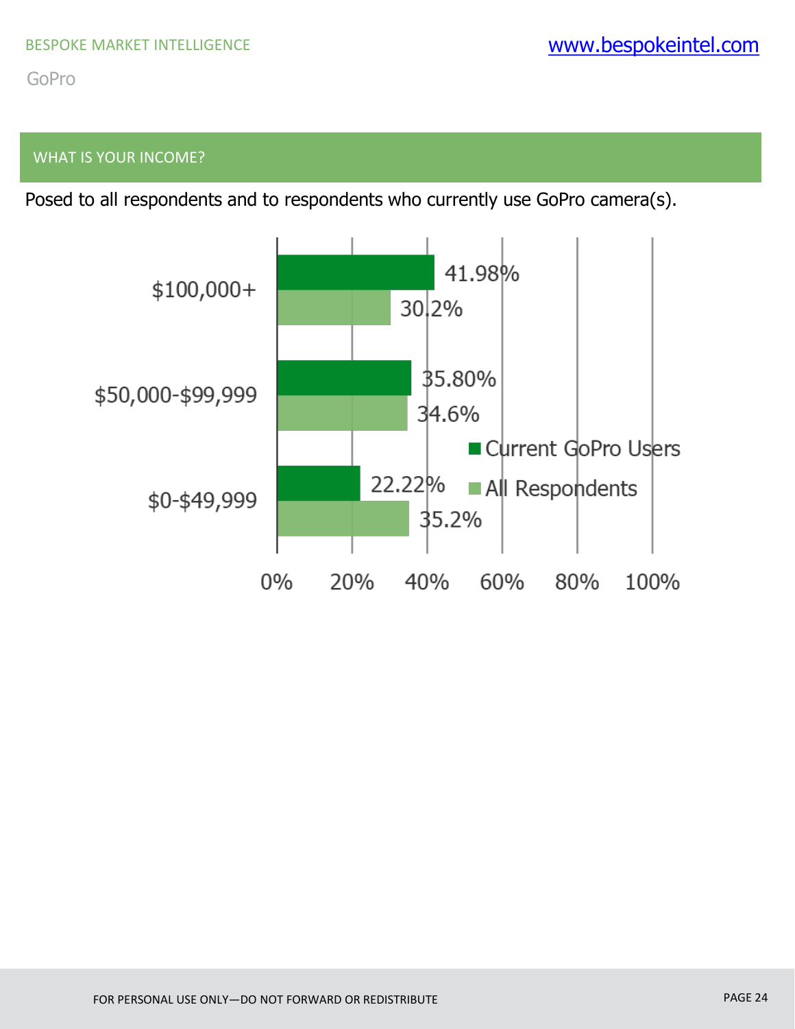## WHAT IS YOUR INCOME?

Posed to all respondents and to respondents who currently use GoPro camera(s).

$100,000+
41.98%
30.2%

$50,000-$99,999
35.80%
34.6%

$0-$49,999
22.22%
35.2%

Current GoPro Users
All Respondents

0% 20% 40% 60% 80% 100%